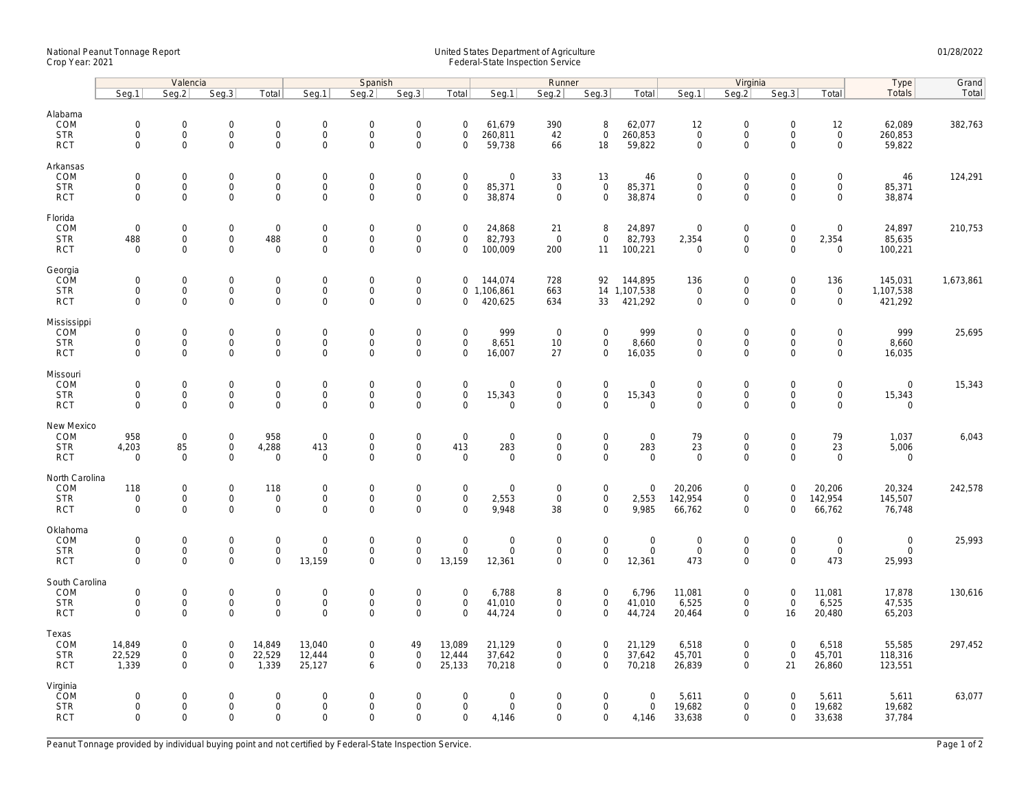National Peanut Tonnage Report
Crop Year: 2021

United States Department of Agriculture
Federal-State Inspection Service

01/28/2022

| | Valencia | | | | Spanish | | | | Runner | | | | Virginia | | | | Type | Grand |
|---|---|---|---|---|---|---|---|---|---|---|---|---|---|---|---|---|---|---|
| | Seg.1 | Seg.2 | Seg.3 | Total | Seg.1 | Seg.2 | Seg.3 | Total | Seg.1 | Seg.2 | Seg.3 | Total | Seg.1 | Seg.2 | Seg.3 | Total | Totals | Total |
| **Alabama** | | | | | | | | | | | | | | | | | | |
| COM | 0 | 0 | 0 | 0 | 0 | 0 | 0 | 0 | 61,679 | 390 | 8 | 62,077 | 12 | 0 | 0 | 12 | 62,089 | 382,763 |
| STR | 0 | 0 | 0 | 0 | 0 | 0 | 0 | 0 | 260,811 | 42 | 0 | 260,853 | 0 | 0 | 0 | 0 | 260,853 | |
| RCT | 0 | 0 | 0 | 0 | 0 | 0 | 0 | 0 | 59,738 | 66 | 18 | 59,822 | 0 | 0 | 0 | 0 | 59,822 | |
| **Arkansas** | | | | | | | | | | | | | | | | | | |
| COM | 0 | 0 | 0 | 0 | 0 | 0 | 0 | 0 | 0 | 33 | 13 | 46 | 0 | 0 | 0 | 0 | 46 | 124,291 |
| STR | 0 | 0 | 0 | 0 | 0 | 0 | 0 | 0 | 85,371 | 0 | 0 | 85,371 | 0 | 0 | 0 | 0 | 85,371 | |
| RCT | 0 | 0 | 0 | 0 | 0 | 0 | 0 | 0 | 38,874 | 0 | 0 | 38,874 | 0 | 0 | 0 | 0 | 38,874 | |
| **Florida** | | | | | | | | | | | | | | | | | | |
| COM | 0 | 0 | 0 | 0 | 0 | 0 | 0 | 0 | 24,868 | 21 | 8 | 24,897 | 0 | 0 | 0 | 0 | 24,897 | 210,753 |
| STR | 488 | 0 | 0 | 488 | 0 | 0 | 0 | 0 | 82,793 | 0 | 0 | 82,793 | 2,354 | 0 | 0 | 2,354 | 85,635 | |
| RCT | 0 | 0 | 0 | 0 | 0 | 0 | 0 | 0 | 100,009 | 200 | 11 | 100,221 | 0 | 0 | 0 | 0 | 100,221 | |
| **Georgia** | | | | | | | | | | | | | | | | | | |
| COM | 0 | 0 | 0 | 0 | 0 | 0 | 0 | 0 | 144,074 | 728 | 92 | 144,895 | 136 | 0 | 0 | 136 | 145,031 | 1,673,861 |
| STR | 0 | 0 | 0 | 0 | 0 | 0 | 0 | 0 | 1,106,861 | 663 | 14 | 1,107,538 | 0 | 0 | 0 | 0 | 1,107,538 | |
| RCT | 0 | 0 | 0 | 0 | 0 | 0 | 0 | 0 | 420,625 | 634 | 33 | 421,292 | 0 | 0 | 0 | 0 | 421,292 | |
| **Mississippi** | | | | | | | | | | | | | | | | | | |
| COM | 0 | 0 | 0 | 0 | 0 | 0 | 0 | 0 | 999 | 0 | 0 | 999 | 0 | 0 | 0 | 0 | 999 | 25,695 |
| STR | 0 | 0 | 0 | 0 | 0 | 0 | 0 | 0 | 8,651 | 10 | 0 | 8,660 | 0 | 0 | 0 | 0 | 8,660 | |
| RCT | 0 | 0 | 0 | 0 | 0 | 0 | 0 | 0 | 16,007 | 27 | 0 | 16,035 | 0 | 0 | 0 | 0 | 16,035 | |
| **Missouri** | | | | | | | | | | | | | | | | | | |
| COM | 0 | 0 | 0 | 0 | 0 | 0 | 0 | 0 | 0 | 0 | 0 | 0 | 0 | 0 | 0 | 0 | 0 | 15,343 |
| STR | 0 | 0 | 0 | 0 | 0 | 0 | 0 | 0 | 15,343 | 0 | 0 | 15,343 | 0 | 0 | 0 | 0 | 15,343 | |
| RCT | 0 | 0 | 0 | 0 | 0 | 0 | 0 | 0 | 0 | 0 | 0 | 0 | 0 | 0 | 0 | 0 | 0 | |
| **New Mexico** | | | | | | | | | | | | | | | | | | |
| COM | 958 | 0 | 0 | 958 | 0 | 0 | 0 | 0 | 0 | 0 | 0 | 0 | 79 | 0 | 0 | 79 | 1,037 | 6,043 |
| STR | 4,203 | 85 | 0 | 4,288 | 413 | 0 | 0 | 413 | 283 | 0 | 0 | 283 | 23 | 0 | 0 | 23 | 5,006 | |
| RCT | 0 | 0 | 0 | 0 | 0 | 0 | 0 | 0 | 0 | 0 | 0 | 0 | 0 | 0 | 0 | 0 | 0 | |
| **North Carolina** | | | | | | | | | | | | | | | | | | |
| COM | 118 | 0 | 0 | 118 | 0 | 0 | 0 | 0 | 0 | 0 | 0 | 0 | 20,206 | 0 | 0 | 20,206 | 20,324 | 242,578 |
| STR | 0 | 0 | 0 | 0 | 0 | 0 | 0 | 0 | 2,553 | 0 | 0 | 2,553 | 142,954 | 0 | 0 | 142,954 | 145,507 | |
| RCT | 0 | 0 | 0 | 0 | 0 | 0 | 0 | 0 | 9,948 | 38 | 0 | 9,985 | 66,762 | 0 | 0 | 66,762 | 76,748 | |
| **Oklahoma** | | | | | | | | | | | | | | | | | | |
| COM | 0 | 0 | 0 | 0 | 0 | 0 | 0 | 0 | 0 | 0 | 0 | 0 | 0 | 0 | 0 | 0 | 0 | 25,993 |
| STR | 0 | 0 | 0 | 0 | 0 | 0 | 0 | 0 | 0 | 0 | 0 | 0 | 0 | 0 | 0 | 0 | 0 | |
| RCT | 0 | 0 | 0 | 0 | 13,159 | 0 | 0 | 13,159 | 12,361 | 0 | 0 | 12,361 | 473 | 0 | 0 | 473 | 25,993 | |
| **South Carolina** | | | | | | | | | | | | | | | | | | |
| COM | 0 | 0 | 0 | 0 | 0 | 0 | 0 | 0 | 6,788 | 8 | 0 | 6,796 | 11,081 | 0 | 0 | 11,081 | 17,878 | 130,616 |
| STR | 0 | 0 | 0 | 0 | 0 | 0 | 0 | 0 | 41,010 | 0 | 0 | 41,010 | 6,525 | 0 | 0 | 6,525 | 47,535 | |
| RCT | 0 | 0 | 0 | 0 | 0 | 0 | 0 | 0 | 44,724 | 0 | 0 | 44,724 | 20,464 | 0 | 16 | 20,480 | 65,203 | |
| **Texas** | | | | | | | | | | | | | | | | | | |
| COM | 14,849 | 0 | 0 | 14,849 | 13,040 | 0 | 49 | 13,089 | 21,129 | 0 | 0 | 21,129 | 6,518 | 0 | 0 | 6,518 | 55,585 | 297,452 |
| STR | 22,529 | 0 | 0 | 22,529 | 12,444 | 0 | 0 | 12,444 | 37,642 | 0 | 0 | 37,642 | 45,701 | 0 | 0 | 45,701 | 118,316 | |
| RCT | 1,339 | 0 | 0 | 1,339 | 25,127 | 6 | 0 | 25,133 | 70,218 | 0 | 0 | 70,218 | 26,839 | 0 | 21 | 26,860 | 123,551 | |
| **Virginia** | | | | | | | | | | | | | | | | | | |
| COM | 0 | 0 | 0 | 0 | 0 | 0 | 0 | 0 | 0 | 0 | 0 | 0 | 5,611 | 0 | 0 | 5,611 | 5,611 | 63,077 |
| STR | 0 | 0 | 0 | 0 | 0 | 0 | 0 | 0 | 0 | 0 | 0 | 0 | 19,682 | 0 | 0 | 19,682 | 19,682 | |
| RCT | 0 | 0 | 0 | 0 | 0 | 0 | 0 | 0 | 4,146 | 0 | 0 | 4,146 | 33,638 | 0 | 0 | 33,638 | 37,784 | |

Peanut Tonnage provided by individual buying point and not certified by Federal-State Inspection Service.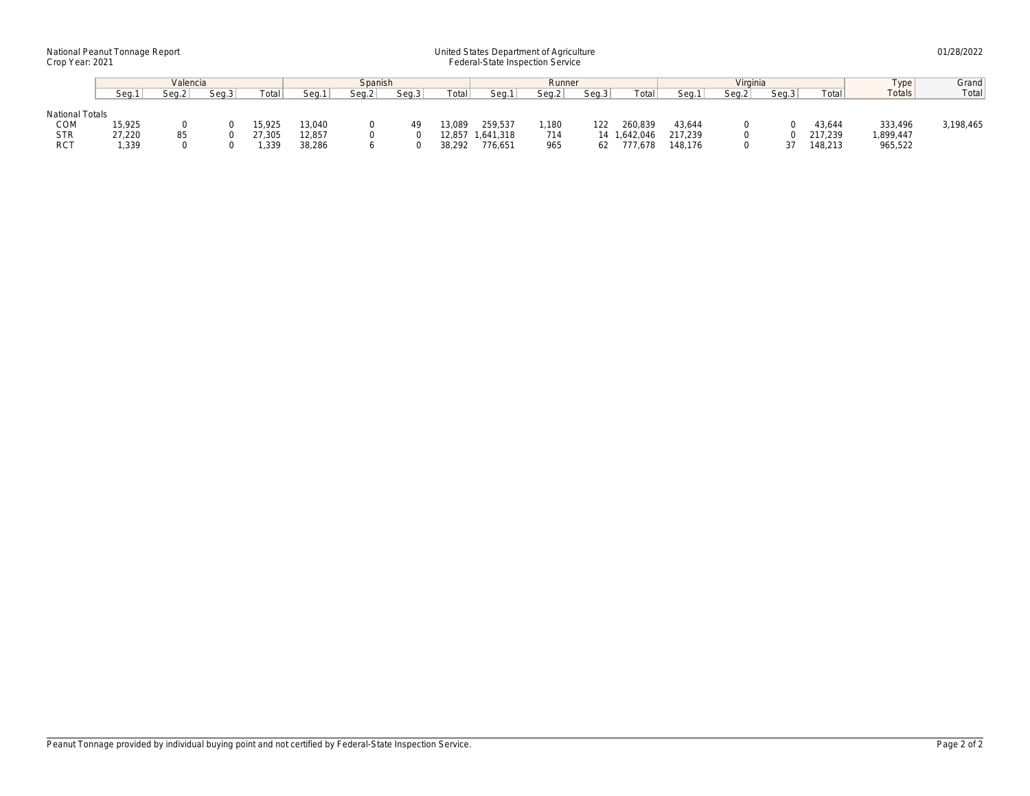National Peanut Tonnage Report
Crop Year: 2021

United States Department of Agriculture
Federal-State Inspection Service

01/28/2022

| | Valencia | | | | Spanish | | | | Runner | | | | Virginia | | | | Type | Grand |
|---|---|---|---|---|---|---|---|---|---|---|---|---|---|---|---|---|---|---|
| | Seg.1 | Seg.2 | Seg.3 | Total | Seg.1 | Seg.2 | Seg.3 | Total | Seg.1 | Seg.2 | Seg.3 | Total | Seg.1 | Seg.2 | Seg.3 | Total | Totals | Total |
| National Totals | | | | | | | | | | | | | | | | | | |
| COM | 15,925 | 0 | 0 | 15,925 | 13,040 | 0 | 49 | 13,089 | 259,537 | 1,180 | 122 | 260,839 | 43,644 | 0 | 0 | 43,644 | 333,496 | 3,198,465 |
| STR | 27,220 | 85 | 0 | 27,305 | 12,857 | 0 | 0 | 12,857 | 1,641,318 | 714 | 14 | 1,642,046 | 217,239 | 0 | 0 | 217,239 | 1,899,447 | |
| RCT | 1,339 | 0 | 0 | 1,339 | 38,286 | 6 | 0 | 38,292 | 776,651 | 965 | 62 | 777,678 | 148,176 | 0 | 37 | 148,213 | 965,522 | |

Peanut Tonnage provided by individual buying point and not certified by Federal-State Inspection Service.